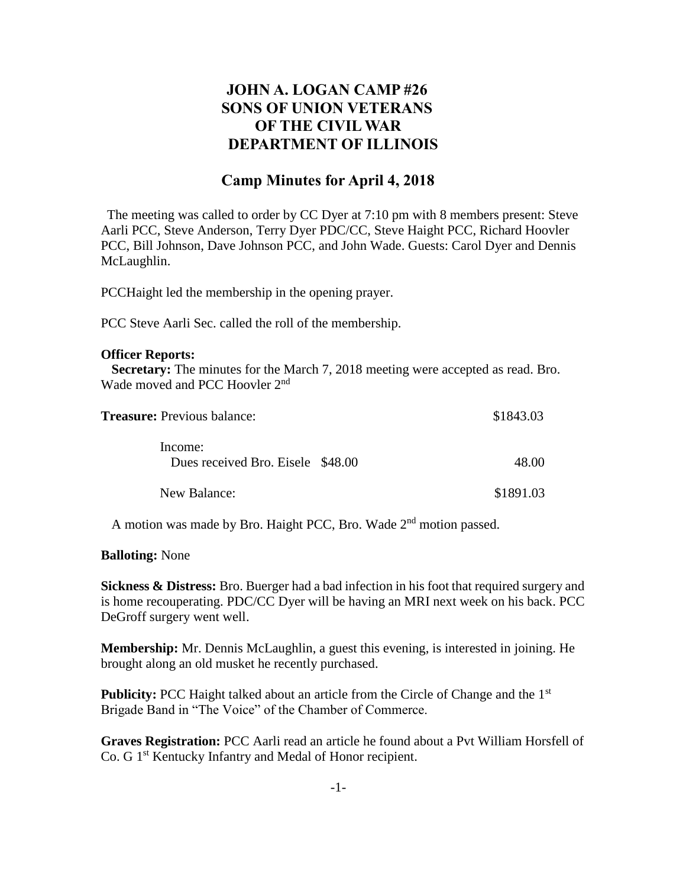# JOHN A. LOGAN CAMP #26
# SONS OF UNION VETERANS
# OF THE CIVIL WAR
# DEPARTMENT OF ILLINOIS

## Camp Minutes for April 4, 2018

The meeting was called to order by CC Dyer at 7:10 pm with 8 members present: Steve Aarli PCC, Steve Anderson, Terry Dyer PDC/CC, Steve Haight PCC, Richard Hoovler PCC, Bill Johnson, Dave Johnson PCC, and John Wade. Guests: Carol Dyer and Dennis McLaughlin.

PCCHaight led the membership in the opening prayer.

PCC Steve Aarli Sec. called the roll of the membership.

**Officer Reports:**

**Secretary:** The minutes for the March 7, 2018 meeting were accepted as read. Bro. Wade moved and PCC Hoovler 2nd

| **Treasure:** Previous balance: | | $1843.03 |
|---|---|---|
| Income: | | |
| Dues received Bro. Eisele | $48.00 | 48.00 |
| New Balance: | | $1891.03 |

A motion was made by Bro. Haight PCC, Bro. Wade 2nd motion passed.

**Balloting:** None

**Sickness & Distress:** Bro. Buerger had a bad infection in his foot that required surgery and is home recouperating. PDC/CC Dyer will be having an MRI next week on his back. PCC DeGroff surgery went well.

**Membership:** Mr. Dennis McLaughlin, a guest this evening, is interested in joining. He brought along an old musket he recently purchased.

**Publicity:** PCC Haight talked about an article from the Circle of Change and the 1st Brigade Band in "The Voice" of the Chamber of Commerce.

**Graves Registration:** PCC Aarli read an article he found about a Pvt William Horsfell of Co. G 1st Kentucky Infantry and Medal of Honor recipient.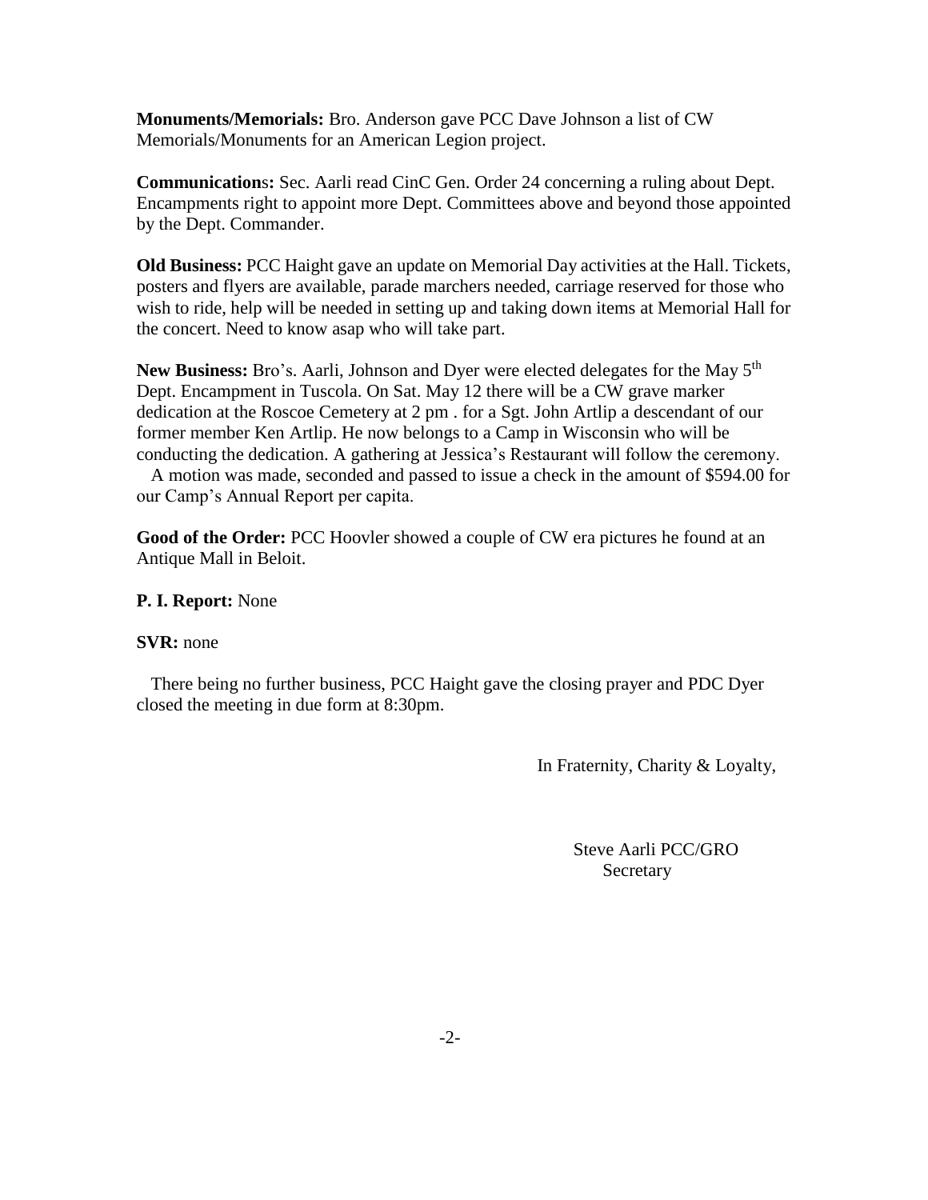**Monuments/Memorials:** Bro. Anderson gave PCC Dave Johnson a list of CW Memorials/Monuments for an American Legion project.

**Communications:** Sec. Aarli read CinC Gen. Order 24 concerning a ruling about Dept. Encampments right to appoint more Dept. Committees above and beyond those appointed by the Dept. Commander.

**Old Business:** PCC Haight gave an update on Memorial Day activities at the Hall. Tickets, posters and flyers are available, parade marchers needed, carriage reserved for those who wish to ride, help will be needed in setting up and taking down items at Memorial Hall for the concert. Need to know asap who will take part.

**New Business:** Bro's. Aarli, Johnson and Dyer were elected delegates for the May 5th Dept. Encampment in Tuscola. On Sat. May 12 there will be a CW grave marker dedication at the Roscoe Cemetery at 2 pm . for a Sgt. John Artlip a descendant of our former member Ken Artlip. He now belongs to a Camp in Wisconsin who will be conducting the dedication. A gathering at Jessica's Restaurant will follow the ceremony.

A motion was made, seconded and passed to issue a check in the amount of $594.00 for our Camp's Annual Report per capita.

**Good of the Order:** PCC Hoovler showed a couple of CW era pictures he found at an Antique Mall in Beloit.

**P. I. Report:** None

**SVR:** none

There being no further business, PCC Haight gave the closing prayer and PDC Dyer closed the meeting in due form at 8:30pm.

In Fraternity, Charity & Loyalty,

Steve Aarli PCC/GRO
Secretary